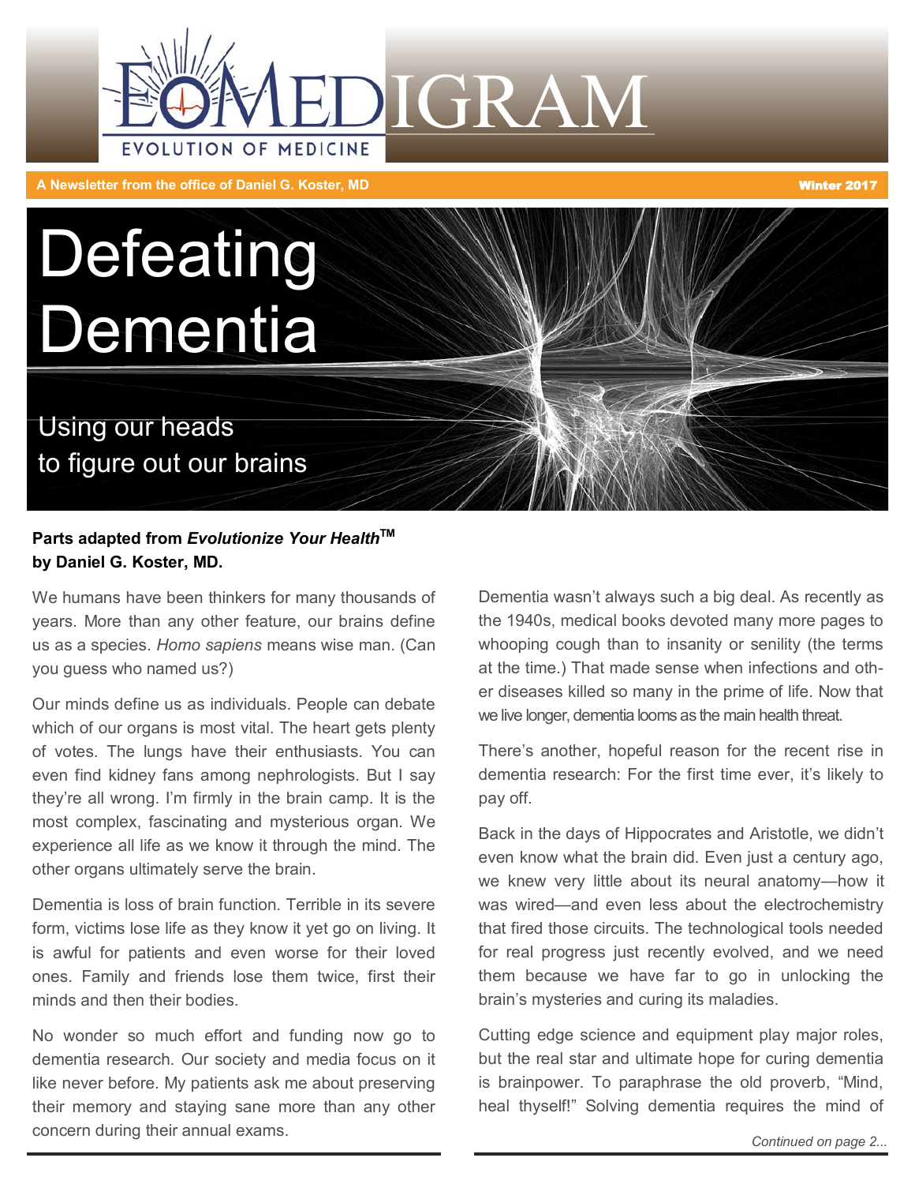# EOMEDIGRAM

EVOLUTION OF MEDICINE

A Newsletter from the office of Daniel G. Koster, MD

Winter 2017

# Defeating Dementia

## Using our heads to figure out our brains

**Parts adapted from *Evolutionize Your Health*™ by Daniel G. Koster, MD.**

We humans have been thinkers for many thousands of years. More than any other feature, our brains define us as a species. *Homo sapiens* means wise man. (Can you guess who named us?)

Our minds define us as individuals. People can debate which of our organs is most vital. The heart gets plenty of votes. The lungs have their enthusiasts. You can even find kidney fans among nephrologists. But I say they're all wrong. I'm firmly in the brain camp. It is the most complex, fascinating and mysterious organ. We experience all life as we know it through the mind. The other organs ultimately serve the brain.

Dementia is loss of brain function. Terrible in its severe form, victims lose life as they know it yet go on living. It is awful for patients and even worse for their loved ones. Family and friends lose them twice, first their minds and then their bodies.

No wonder so much effort and funding now go to dementia research. Our society and media focus on it like never before. My patients ask me about preserving their memory and staying sane more than any other concern during their annual exams.

Dementia wasn't always such a big deal. As recently as the 1940s, medical books devoted many more pages to whooping cough than to insanity or senility (the terms at the time.) That made sense when infections and other diseases killed so many in the prime of life. Now that we live longer, dementia looms as the main health threat.

There's another, hopeful reason for the recent rise in dementia research: For the first time ever, it's likely to pay off.

Back in the days of Hippocrates and Aristotle, we didn't even know what the brain did. Even just a century ago, we knew very little about its neural anatomy—how it was wired—and even less about the electrochemistry that fired those circuits. The technological tools needed for real progress just recently evolved, and we need them because we have far to go in unlocking the brain's mysteries and curing its maladies.

Cutting edge science and equipment play major roles, but the real star and ultimate hope for curing dementia is brainpower. To paraphrase the old proverb, "Mind, heal thyself!" Solving dementia requires the mind of

*Continued on page 2...*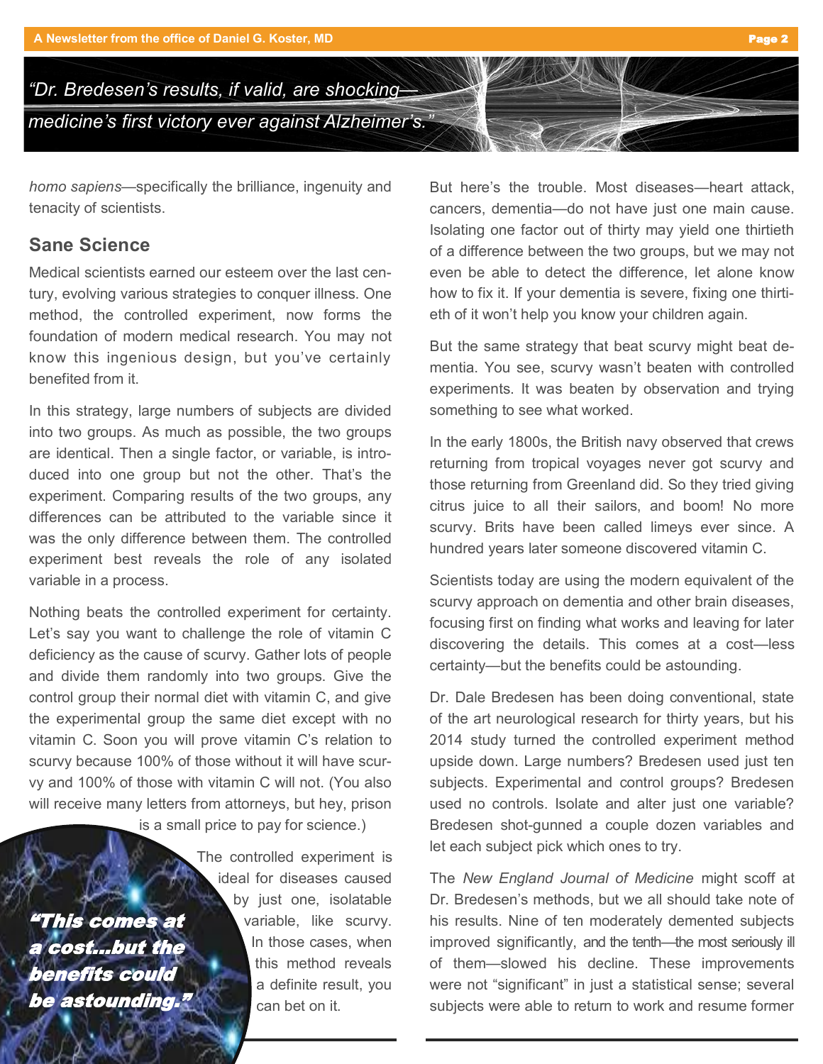*"Dr. Bredesen's results, if valid, are shocking—medicine's first victory ever against Alzheimer's."*

*homo sapiens*—specifically the brilliance, ingenuity and tenacity of scientists.

## Sane Science

Medical scientists earned our esteem over the last century, evolving various strategies to conquer illness. One method, the controlled experiment, now forms the foundation of modern medical research. You may not know this ingenious design, but you've certainly benefited from it.

In this strategy, large numbers of subjects are divided into two groups. As much as possible, the two groups are identical. Then a single factor, or variable, is introduced into one group but not the other. That's the experiment. Comparing results of the two groups, any differences can be attributed to the variable since it was the only difference between them. The controlled experiment best reveals the role of any isolated variable in a process.

Nothing beats the controlled experiment for certainty. Let's say you want to challenge the role of vitamin C deficiency as the cause of scurvy. Gather lots of people and divide them randomly into two groups. Give the control group their normal diet with vitamin C, and give the experimental group the same diet except with no vitamin C. Soon you will prove vitamin C's relation to scurvy because 100% of those without it will have scurvy and 100% of those with vitamin C will not. (You also will receive many letters from attorneys, but hey, prison is a small price to pay for science.)

The controlled experiment is ideal for diseases caused by just one, isolatable variable, like scurvy. In those cases, when this method reveals a definite result, you can bet on it.

*"This comes at a cost…but the benefits could be astounding."*

But here's the trouble. Most diseases—heart attack, cancers, dementia—do not have just one main cause. Isolating one factor out of thirty may yield one thirtieth of a difference between the two groups, but we may not even be able to detect the difference, let alone know how to fix it. If your dementia is severe, fixing one thirtieth of it won't help you know your children again.

But the same strategy that beat scurvy might beat dementia. You see, scurvy wasn't beaten with controlled experiments. It was beaten by observation and trying something to see what worked.

In the early 1800s, the British navy observed that crews returning from tropical voyages never got scurvy and those returning from Greenland did. So they tried giving citrus juice to all their sailors, and boom! No more scurvy. Brits have been called limeys ever since. A hundred years later someone discovered vitamin C.

Scientists today are using the modern equivalent of the scurvy approach on dementia and other brain diseases, focusing first on finding what works and leaving for later discovering the details. This comes at a cost—less certainty—but the benefits could be astounding.

Dr. Dale Bredesen has been doing conventional, state of the art neurological research for thirty years, but his 2014 study turned the controlled experiment method upside down. Large numbers? Bredesen used just ten subjects. Experimental and control groups? Bredesen used no controls. Isolate and alter just one variable? Bredesen shot-gunned a couple dozen variables and let each subject pick which ones to try.

The *New England Journal of Medicine* might scoff at Dr. Bredesen's methods, but we all should take note of his results. Nine of ten moderately demented subjects improved significantly, and the tenth—the most seriously ill of them—slowed his decline. These improvements were not "significant" in just a statistical sense; several subjects were able to return to work and resume former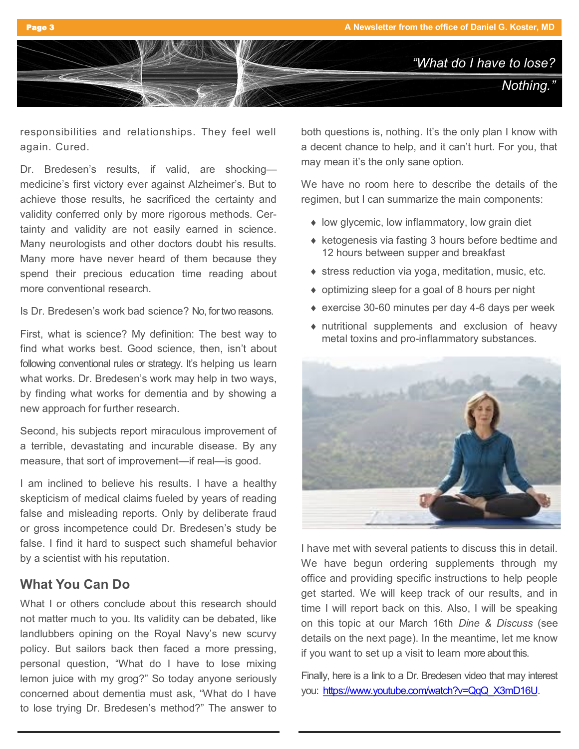*"What do I have to lose? Nothing."*

responsibilities and relationships. They feel well again. Cured.

Dr. Bredesen's results, if valid, are shocking—medicine's first victory ever against Alzheimer's. But to achieve those results, he sacrificed the certainty and validity conferred only by more rigorous methods. Certainty and validity are not easily earned in science. Many neurologists and other doctors doubt his results. Many more have never heard of them because they spend their precious education time reading about more conventional research.

Is Dr. Bredesen's work bad science? No, for two reasons.

First, what is science? My definition: The best way to find what works best. Good science, then, isn't about following conventional rules or strategy. It's helping us learn what works. Dr. Bredesen's work may help in two ways, by finding what works for dementia and by showing a new approach for further research.

Second, his subjects report miraculous improvement of a terrible, devastating and incurable disease. By any measure, that sort of improvement—if real—is good.

I am inclined to believe his results. I have a healthy skepticism of medical claims fueled by years of reading false and misleading reports. Only by deliberate fraud or gross incompetence could Dr. Bredesen's study be false. I find it hard to suspect such shameful behavior by a scientist with his reputation.

## What You Can Do

What I or others conclude about this research should not matter much to you. Its validity can be debated, like landlubbers opining on the Royal Navy's new scurvy policy. But sailors back then faced a more pressing, personal question, "What do I have to lose mixing lemon juice with my grog?" So today anyone seriously concerned about dementia must ask, "What do I have to lose trying Dr. Bredesen's method?" The answer to both questions is, nothing. It's the only plan I know with a decent chance to help, and it can't hurt. For you, that may mean it's the only sane option.

We have no room here to describe the details of the regimen, but I can summarize the main components:

- low glycemic, low inflammatory, low grain diet
- ketogenesis via fasting 3 hours before bedtime and 12 hours between supper and breakfast
- stress reduction via yoga, meditation, music, etc.
- optimizing sleep for a goal of 8 hours per night
- exercise 30-60 minutes per day 4-6 days per week
- nutritional supplements and exclusion of heavy metal toxins and pro-inflammatory substances.

I have met with several patients to discuss this in detail. We have begun ordering supplements through my office and providing specific instructions to help people get started. We will keep track of our results, and in time I will report back on this. Also, I will be speaking on this topic at our March 16th *Dine & Discuss* (see details on the next page). In the meantime, let me know if you want to set up a visit to learn more about this.

Finally, here is a link to a Dr. Bredesen video that may interest you: https://www.youtube.com/watch?v=QqQ_X3mD16U.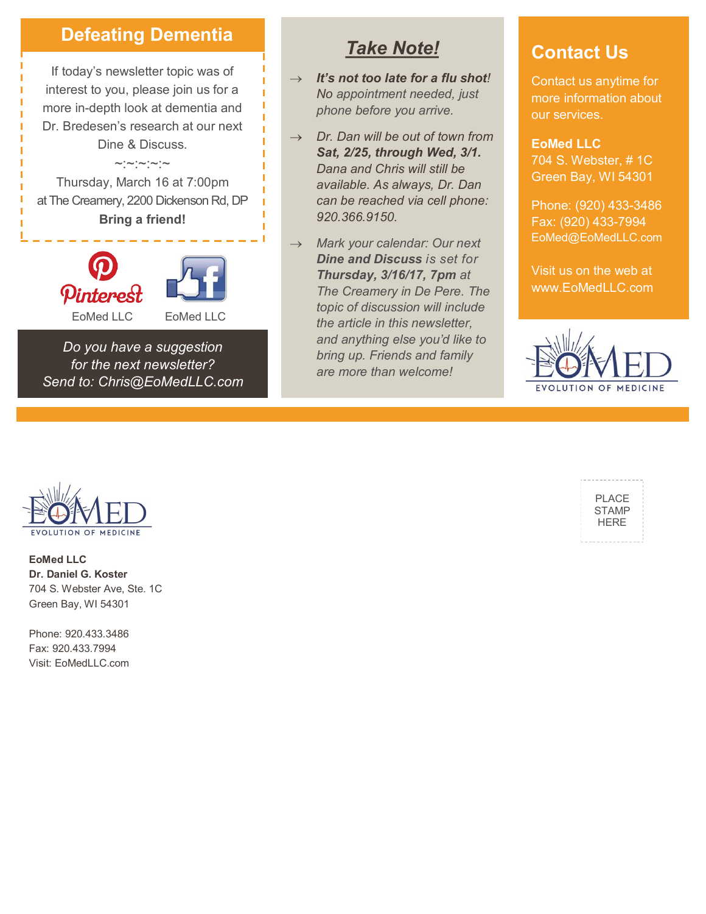## Defeating Dementia

If today's newsletter topic was of interest to you, please join us for a more in-depth look at dementia and Dr. Bredesen's research at our next Dine & Discuss.

~:~:~:~:~

Thursday, March 16 at 7:00pm

at The Creamery, 2200 Dickenson Rd, DP

**Bring a friend!**

Pinterest EoMed LLC

EoMed LLC

*Do you have a suggestion for the next newsletter? Send to: Chris@EoMedLLC.com*

## *Take Note!*

→ ***It's not too late for a flu shot!*** *No appointment needed, just phone before you arrive.*

→ *Dr. Dan will be out of town from* ***Sat, 2/25, through Wed, 3/1.*** *Dana and Chris will still be available. As always, Dr. Dan can be reached via cell phone: 920.366.9150.*

→ *Mark your calendar: Our next* ***Dine and Discuss*** *is set for* ***Thursday, 3/16/17, 7pm*** *at The Creamery in De Pere. The topic of discussion will include the article in this newsletter, and anything else you'd like to bring up. Friends and family are more than welcome!*

## Contact Us

Contact us anytime for more information about our services.

**EoMed LLC**
704 S. Webster, # 1C
Green Bay, WI 54301

Phone: (920) 433-3486
Fax: (920) 433-7994
EoMed@EoMedLLC.com

Visit us on the web at www.EoMedLLC.com

EOMED
EVOLUTION OF MEDICINE

EOMED
EVOLUTION OF MEDICINE

**EoMed LLC**
**Dr. Daniel G. Koster**
704 S. Webster Ave, Ste. 1C
Green Bay, WI 54301

Phone: 920.433.3486
Fax: 920.433.7994
Visit: EoMedLLC.com

PLACE STAMP HERE